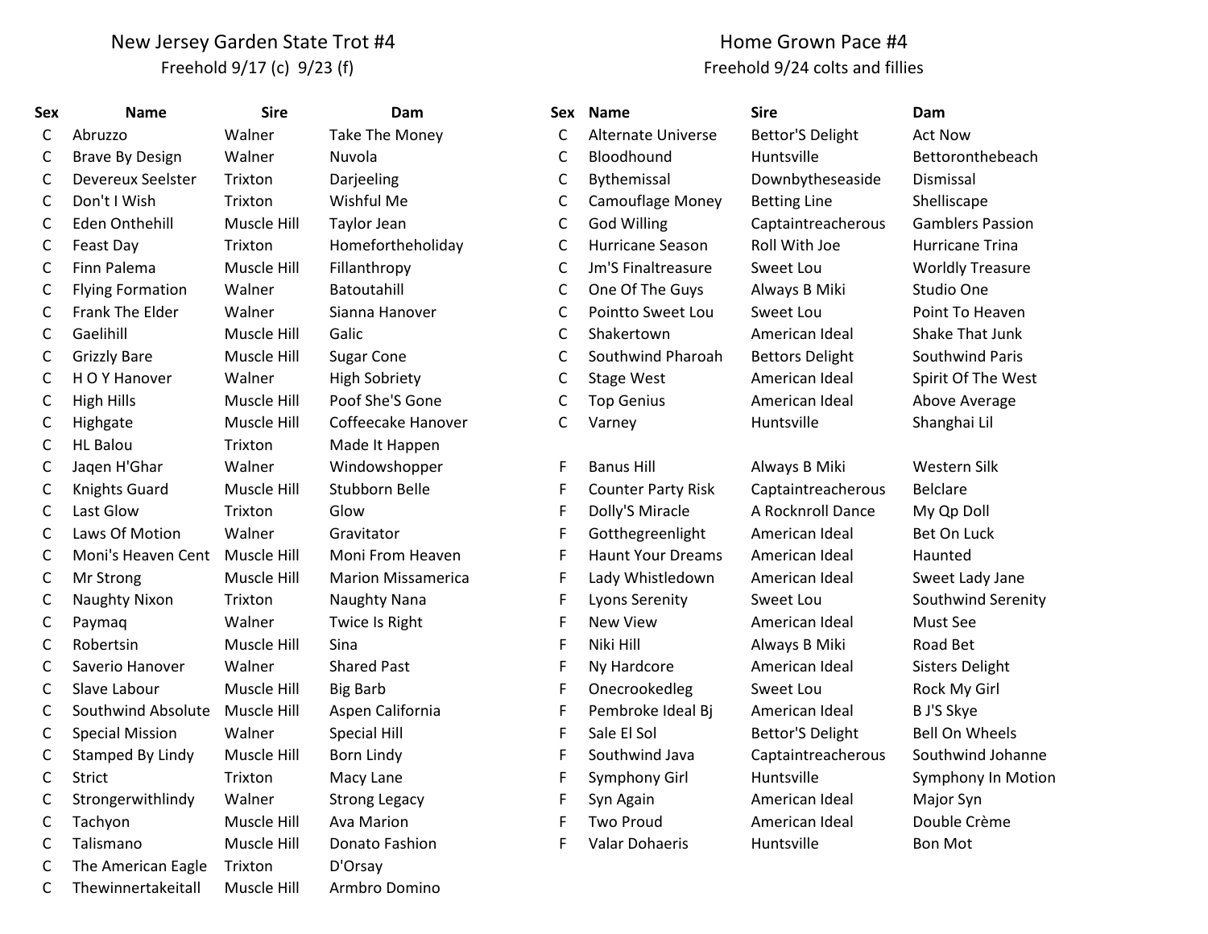## New Jersey Garden State Trot #4

Freehold 9/17 (c) 9/23 (f)

| Sex | Name | Sire | Dam |
|---|---|---|---|
| C | Abruzzo | Walner | Take The Money |
| C | Brave By Design | Walner | Nuvola |
| C | Devereux Seelster | Trixton | Darjeeling |
| C | Don't I Wish | Trixton | Wishful Me |
| C | Eden Onthehill | Muscle Hill | Taylor Jean |
| C | Feast Day | Trixton | Homefortheholiday |
| C | Finn Palema | Muscle Hill | Fillanthropy |
| C | Flying Formation | Walner | Batoutahill |
| C | Frank The Elder | Walner | Sianna Hanover |
| C | Gaelihill | Muscle Hill | Galic |
| C | Grizzly Bare | Muscle Hill | Sugar Cone |
| C | H O Y Hanover | Walner | High Sobriety |
| C | High Hills | Muscle Hill | Poof She'S Gone |
| C | Highgate | Muscle Hill | Coffeecake Hanover |
| C | HL Balou | Trixton | Made It Happen |
| C | Jaqen H'Ghar | Walner | Windowshopper |
| C | Knights Guard | Muscle Hill | Stubborn Belle |
| C | Last Glow | Trixton | Glow |
| C | Laws Of Motion | Walner | Gravitator |
| C | Moni's Heaven Cent | Muscle Hill | Moni From Heaven |
| C | Mr Strong | Muscle Hill | Marion Missamerica |
| C | Naughty Nixon | Trixton | Naughty Nana |
| C | Paymaq | Walner | Twice Is Right |
| C | Robertsin | Muscle Hill | Sina |
| C | Saverio Hanover | Walner | Shared Past |
| C | Slave Labour | Muscle Hill | Big Barb |
| C | Southwind Absolute | Muscle Hill | Aspen California |
| C | Special Mission | Walner | Special Hill |
| C | Stamped By Lindy | Muscle Hill | Born Lindy |
| C | Strict | Trixton | Macy Lane |
| C | Strongerwithlindy | Walner | Strong Legacy |
| C | Tachyon | Muscle Hill | Ava Marion |
| C | Talismano | Muscle Hill | Donato Fashion |
| C | The American Eagle | Trixton | D'Orsay |
| C | Thewinnertakeitall | Muscle Hill | Armbro Domino |

## Home Grown Pace #4

Freehold 9/24 colts and fillies

| Sex | Name | Sire | Dam |
|---|---|---|---|
| C | Alternate Universe | Bettor'S Delight | Act Now |
| C | Bloodhound | Huntsville | Bettoronthebeach |
| C | Bythemissal | Downbytheseaside | Dismissal |
| C | Camouflage Money | Betting Line | Shelliscape |
| C | God Willing | Captaintreacherous | Gamblers Passion |
| C | Hurricane Season | Roll With Joe | Hurricane Trina |
| C | Jm'S Finaltreasure | Sweet Lou | Worldly Treasure |
| C | One Of The Guys | Always B Miki | Studio One |
| C | Pointto Sweet Lou | Sweet Lou | Point To Heaven |
| C | Shakertown | American Ideal | Shake That Junk |
| C | Southwind Pharoah | Bettors Delight | Southwind Paris |
| C | Stage West | American Ideal | Spirit Of The West |
| C | Top Genius | American Ideal | Above Average |
| C | Varney | Huntsville | Shanghai Lil |
| | | | |
| F | Banus Hill | Always B Miki | Western Silk |
| F | Counter Party Risk | Captaintreacherous | Belclare |
| F | Dolly'S Miracle | A Rocknroll Dance | My Qp Doll |
| F | Gotthegreenlight | American Ideal | Bet On Luck |
| F | Haunt Your Dreams | American Ideal | Haunted |
| F | Lady Whistledown | American Ideal | Sweet Lady Jane |
| F | Lyons Serenity | Sweet Lou | Southwind Serenity |
| F | New View | American Ideal | Must See |
| F | Niki Hill | Always B Miki | Road Bet |
| F | Ny Hardcore | American Ideal | Sisters Delight |
| F | Onecrookedleg | Sweet Lou | Rock My Girl |
| F | Pembroke Ideal Bj | American Ideal | B J'S Skye |
| F | Sale El Sol | Bettor'S Delight | Bell On Wheels |
| F | Southwind Java | Captaintreacherous | Southwind Johanne |
| F | Symphony Girl | Huntsville | Symphony In Motion |
| F | Syn Again | American Ideal | Major Syn |
| F | Two Proud | American Ideal | Double Crème |
| F | Valar Dohaeris | Huntsville | Bon Mot |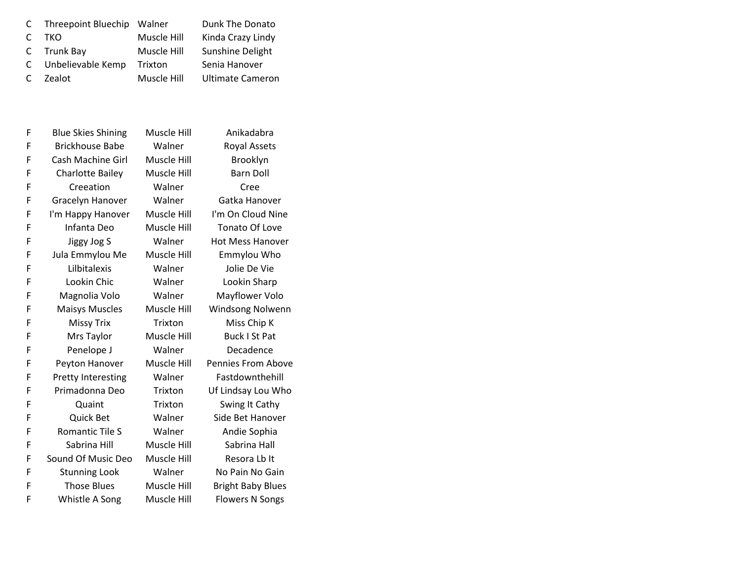| | | | |
|---|---|---|---|
| C | Threepoint Bluechip | Walner | Dunk The Donato |
| C | TKO | Muscle Hill | Kinda Crazy Lindy |
| C | Trunk Bay | Muscle Hill | Sunshine Delight |
| C | Unbelievable Kemp | Trixton | Senia Hanover |
| C | Zealot | Muscle Hill | Ultimate Cameron |

| | | | |
|---|---|---|---|
| F | Blue Skies Shining | Muscle Hill | Anikadabra |
| F | Brickhouse Babe | Walner | Royal Assets |
| F | Cash Machine Girl | Muscle Hill | Brooklyn |
| F | Charlotte Bailey | Muscle Hill | Barn Doll |
| F | Creeation | Walner | Cree |
| F | Gracelyn Hanover | Walner | Gatka Hanover |
| F | I'm Happy Hanover | Muscle Hill | I'm On Cloud Nine |
| F | Infanta Deo | Muscle Hill | Tonato Of Love |
| F | Jiggy Jog S | Walner | Hot Mess Hanover |
| F | Jula Emmylou Me | Muscle Hill | Emmylou Who |
| F | Lilbitalexis | Walner | Jolie De Vie |
| F | Lookin Chic | Walner | Lookin Sharp |
| F | Magnolia Volo | Walner | Mayflower Volo |
| F | Maisys Muscles | Muscle Hill | Windsong Nolwenn |
| F | Missy Trix | Trixton | Miss Chip K |
| F | Mrs Taylor | Muscle Hill | Buck I St Pat |
| F | Penelope J | Walner | Decadence |
| F | Peyton Hanover | Muscle Hill | Pennies From Above |
| F | Pretty Interesting | Walner | Fastdownthehill |
| F | Primadonna Deo | Trixton | Uf Lindsay Lou Who |
| F | Quaint | Trixton | Swing It Cathy |
| F | Quick Bet | Walner | Side Bet Hanover |
| F | Romantic Tile S | Walner | Andie Sophia |
| F | Sabrina Hill | Muscle Hill | Sabrina Hall |
| F | Sound Of Music Deo | Muscle Hill | Resora Lb It |
| F | Stunning Look | Walner | No Pain No Gain |
| F | Those Blues | Muscle Hill | Bright Baby Blues |
| F | Whistle A Song | Muscle Hill | Flowers N Songs |